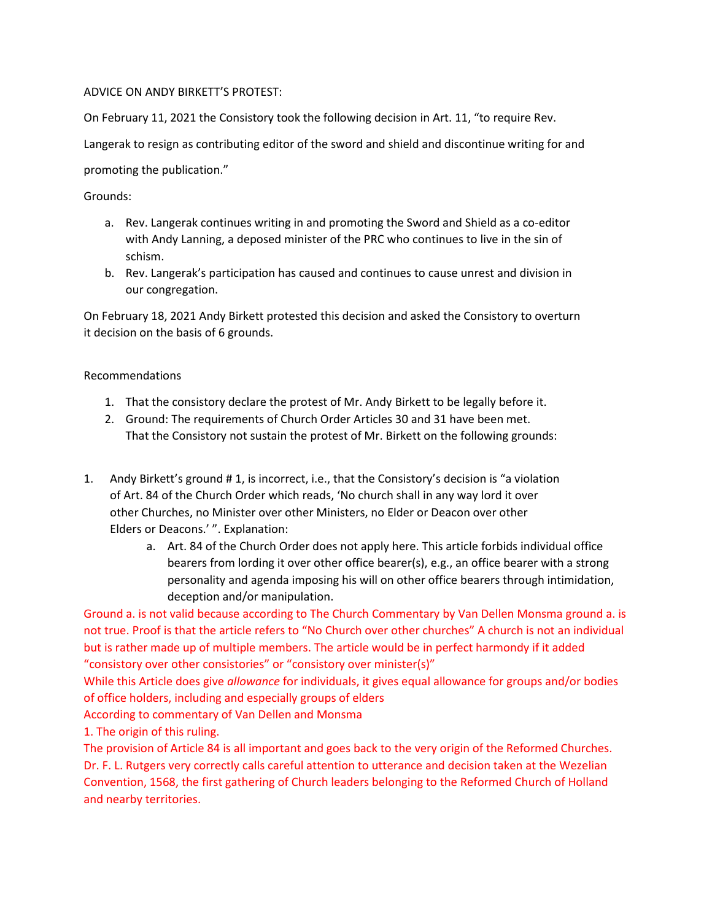ADVICE ON ANDY BIRKETT'S PROTEST:

On February 11, 2021 the Consistory took the following decision in Art. 11, "to require Rev. Langerak to resign as contributing editor of the sword and shield and discontinue writing for and promoting the publication."

Grounds:

a. Rev. Langerak continues writing in and promoting the Sword and Shield as a co-editor with Andy Lanning, a deposed minister of the PRC who continues to live in the sin of schism.
b. Rev. Langerak's participation has caused and continues to cause unrest and division in our congregation.

On February 18, 2021 Andy Birkett protested this decision and asked the Consistory to overturn it decision on the basis of 6 grounds.

Recommendations

1. That the consistory declare the protest of Mr. Andy Birkett to be legally before it.
2. Ground: The requirements of Church Order Articles 30 and 31 have been met. That the Consistory not sustain the protest of Mr. Birkett on the following grounds:

1. Andy Birkett's ground # 1, is incorrect, i.e., that the Consistory's decision is "a violation of Art. 84 of the Church Order which reads, 'No church shall in any way lord it over other Churches, no Minister over other Ministers, no Elder or Deacon over other Elders or Deacons.' ". Explanation:
   a. Art. 84 of the Church Order does not apply here. This article forbids individual office bearers from lording it over other office bearer(s), e.g., an office bearer with a strong personality and agenda imposing his will on other office bearers through intimidation, deception and/or manipulation.

Ground a. is not valid because according to The Church Commentary by Van Dellen Monsma ground a. is not true. Proof is that the article refers to "No Church over other churches" A church is not an individual but is rather made up of multiple members. The article would be in perfect harmondy if it added "consistory over other consistories" or "consistory over minister(s)"

While this Article does give *allowance* for individuals, it gives equal allowance for groups and/or bodies of office holders, including and especially groups of elders

According to commentary of Van Dellen and Monsma

1. The origin of this ruling.

The provision of Article 84 is all important and goes back to the very origin of the Reformed Churches. Dr. F. L. Rutgers very correctly calls careful attention to utterance and decision taken at the Wezelian Convention, 1568, the first gathering of Church leaders belonging to the Reformed Church of Holland and nearby territories.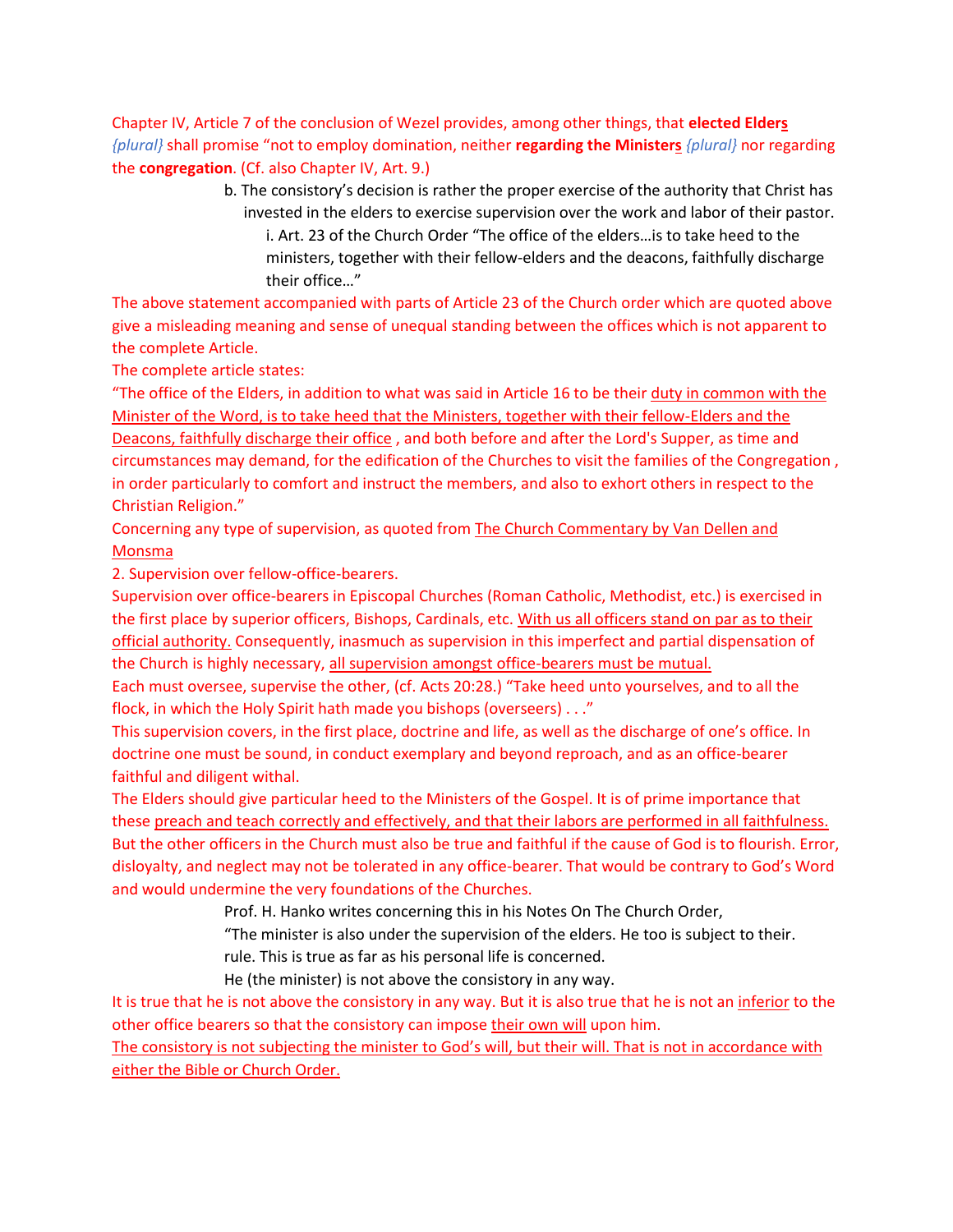Chapter IV, Article 7 of the conclusion of Wezel provides, among other things, that **elected Elders** *{plural}* shall promise "not to employ domination, neither **regarding the Ministers** *{plural}* nor regarding the **congregation**. (Cf. also Chapter IV, Art. 9.)

b. The consistory's decision is rather the proper exercise of the authority that Christ has invested in the elders to exercise supervision over the work and labor of their pastor.

   i. Art. 23 of the Church Order "The office of the elders…is to take heed to the ministers, together with their fellow-elders and the deacons, faithfully discharge their office…"

The above statement accompanied with parts of Article 23 of the Church order which are quoted above give a misleading meaning and sense of unequal standing between the offices which is not apparent to the complete Article.

The complete article states:

"The office of the Elders, in addition to what was said in Article 16 to be their duty in common with the Minister of the Word, is to take heed that the Ministers, together with their fellow-Elders and the Deacons, faithfully discharge their office , and both before and after the Lord's Supper, as time and circumstances may demand, for the edification of the Churches to visit the families of the Congregation , in order particularly to comfort and instruct the members, and also to exhort others in respect to the Christian Religion."

Concerning any type of supervision, as quoted from The Church Commentary by Van Dellen and Monsma

2. Supervision over fellow-office-bearers.

Supervision over office-bearers in Episcopal Churches (Roman Catholic, Methodist, etc.) is exercised in the first place by superior officers, Bishops, Cardinals, etc. With us all officers stand on par as to their official authority. Consequently, inasmuch as supervision in this imperfect and partial dispensation of the Church is highly necessary, all supervision amongst office-bearers must be mutual.

Each must oversee, supervise the other, (cf. Acts 20:28.) "Take heed unto yourselves, and to all the flock, in which the Holy Spirit hath made you bishops (overseers) . . ."

This supervision covers, in the first place, doctrine and life, as well as the discharge of one's office. In doctrine one must be sound, in conduct exemplary and beyond reproach, and as an office-bearer faithful and diligent withal.

The Elders should give particular heed to the Ministers of the Gospel. It is of prime importance that these preach and teach correctly and effectively, and that their labors are performed in all faithfulness. But the other officers in the Church must also be true and faithful if the cause of God is to flourish. Error, disloyalty, and neglect may not be tolerated in any office-bearer. That would be contrary to God's Word and would undermine the very foundations of the Churches.

> Prof. H. Hanko writes concerning this in his Notes On The Church Order,
> "The minister is also under the supervision of the elders. He too is subject to their. rule. This is true as far as his personal life is concerned.
> He (the minister) is not above the consistory in any way.

It is true that he is not above the consistory in any way. But it is also true that he is not an inferior to the other office bearers so that the consistory can impose their own will upon him.

The consistory is not subjecting the minister to God's will, but their will. That is not in accordance with either the Bible or Church Order.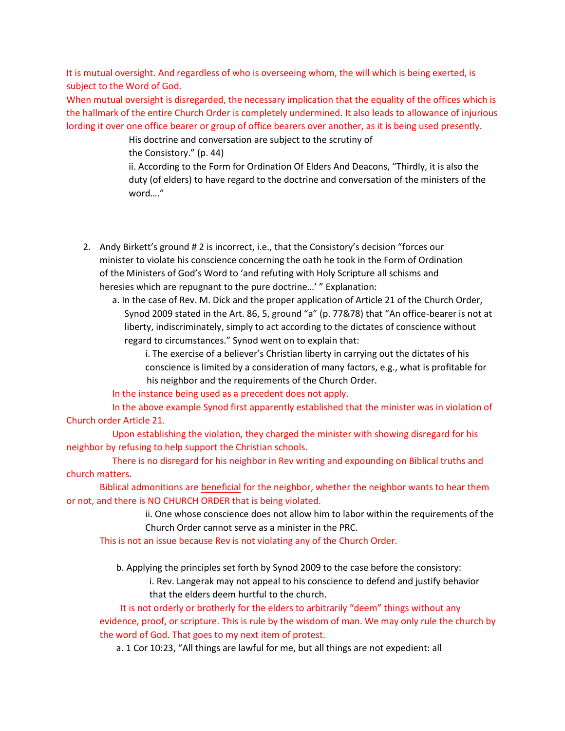It is mutual oversight. And regardless of who is overseeing whom, the will which is being exerted, is subject to the Word of God.

When mutual oversight is disregarded, the necessary implication that the equality of the offices which is the hallmark of the entire Church Order is completely undermined. It also leads to allowance of injurious lording it over one office bearer or group of office bearers over another, as it is being used presently.

His doctrine and conversation are subject to the scrutiny of the Consistory." (p. 44)

ii. According to the Form for Ordination Of Elders And Deacons, "Thirdly, it is also the duty (of elders) to have regard to the doctrine and conversation of the ministers of the word…."

2. Andy Birkett's ground # 2 is incorrect, i.e., that the Consistory's decision "forces our minister to violate his conscience concerning the oath he took in the Form of Ordination of the Ministers of God's Word to 'and refuting with Holy Scripture all schisms and heresies which are repugnant to the pure doctrine…' " Explanation:

   a. In the case of Rev. M. Dick and the proper application of Article 21 of the Church Order, Synod 2009 stated in the Art. 86, 5, ground "a" (p. 77&78) that "An office-bearer is not at liberty, indiscriminately, simply to act according to the dictates of conscience without regard to circumstances." Synod went on to explain that:

      i. The exercise of a believer's Christian liberty in carrying out the dictates of his conscience is limited by a consideration of many factors, e.g., what is profitable for his neighbor and the requirements of the Church Order.

In the instance being used as a precedent does not apply.

In the above example Synod first apparently established that the minister was in violation of Church order Article 21.

Upon establishing the violation, they charged the minister with showing disregard for his neighbor by refusing to help support the Christian schools.

There is no disregard for his neighbor in Rev writing and expounding on Biblical truths and church matters.

Biblical admonitions are <u>beneficial</u> for the neighbor, whether the neighbor wants to hear them or not, and there is NO CHURCH ORDER that is being violated.

      ii. One whose conscience does not allow him to labor within the requirements of the Church Order cannot serve as a minister in the PRC.

This is not an issue because Rev is not violating any of the Church Order.

   b. Applying the principles set forth by Synod 2009 to the case before the consistory:

      i. Rev. Langerak may not appeal to his conscience to defend and justify behavior that the elders deem hurtful to the church.

It is not orderly or brotherly for the elders to arbitrarily "deem" things without any evidence, proof, or scripture. This is rule by the wisdom of man. We may only rule the church by the word of God. That goes to my next item of protest.

   a. 1 Cor 10:23, "All things are lawful for me, but all things are not expedient: all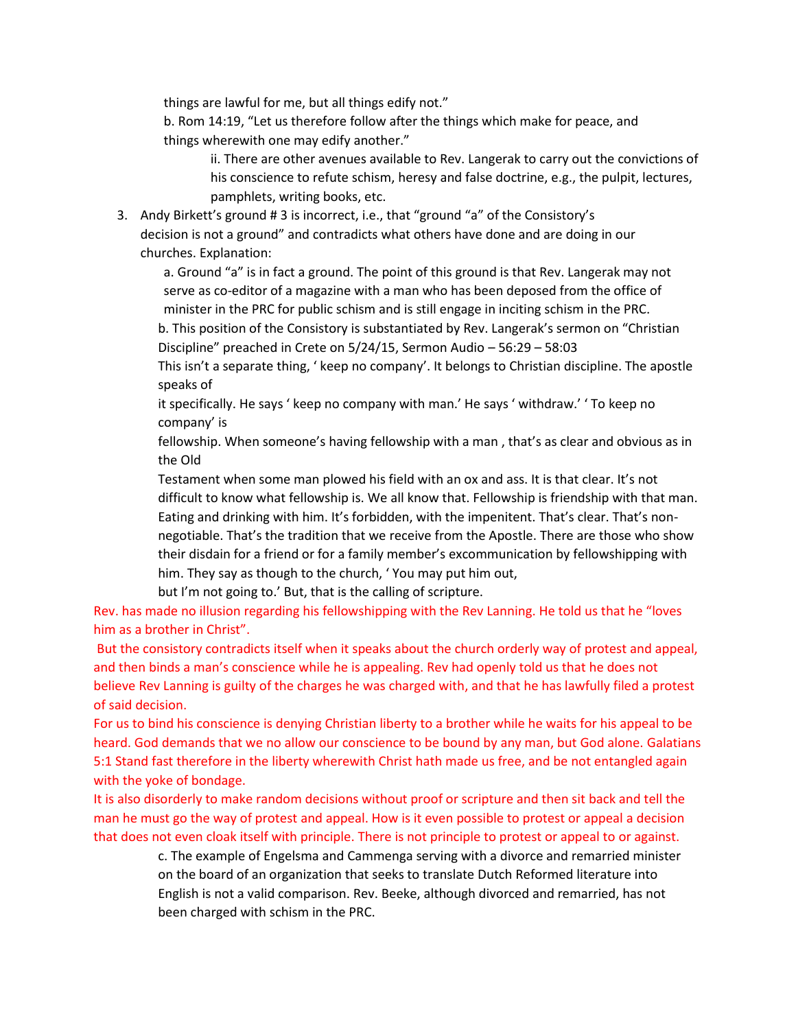things are lawful for me, but all things edify not."

b. Rom 14:19, "Let us therefore follow after the things which make for peace, and things wherewith one may edify another."

ii. There are other avenues available to Rev. Langerak to carry out the convictions of his conscience to refute schism, heresy and false doctrine, e.g., the pulpit, lectures, pamphlets, writing books, etc.

3. Andy Birkett's ground # 3 is incorrect, i.e., that "ground "a" of the Consistory's decision is not a ground" and contradicts what others have done and are doing in our churches. Explanation:

   a. Ground "a" is in fact a ground. The point of this ground is that Rev. Langerak may not serve as co-editor of a magazine with a man who has been deposed from the office of minister in the PRC for public schism and is still engage in inciting schism in the PRC.

   b. This position of the Consistory is substantiated by Rev. Langerak's sermon on "Christian Discipline" preached in Crete on 5/24/15, Sermon Audio – 56:29 – 58:03

   This isn't a separate thing, ' keep no company'. It belongs to Christian discipline. The apostle speaks of it specifically. He says ' keep no company with man.' He says ' withdraw.' ' To keep no company' is fellowship. When someone's having fellowship with a man , that's as clear and obvious as in the Old Testament when some man plowed his field with an ox and ass. It is that clear. It's not difficult to know what fellowship is. We all know that. Fellowship is friendship with that man. Eating and drinking with him. It's forbidden, with the impenitent. That's clear. That's non-negotiable. That's the tradition that we receive from the Apostle. There are those who show their disdain for a friend or for a family member's excommunication by fellowshipping with him. They say as though to the church, ' You may put him out, but I'm not going to.' But, that is the calling of scripture.

Rev. has made no illusion regarding his fellowshipping with the Rev Lanning. He told us that he "loves him as a brother in Christ".

But the consistory contradicts itself when it speaks about the church orderly way of protest and appeal, and then binds a man's conscience while he is appealing. Rev had openly told us that he does not believe Rev Lanning is guilty of the charges he was charged with, and that he has lawfully filed a protest of said decision.

For us to bind his conscience is denying Christian liberty to a brother while he waits for his appeal to be heard. God demands that we no allow our conscience to be bound by any man, but God alone. Galatians 5:1 Stand fast therefore in the liberty wherewith Christ hath made us free, and be not entangled again with the yoke of bondage.

It is also disorderly to make random decisions without proof or scripture and then sit back and tell the man he must go the way of protest and appeal. How is it even possible to protest or appeal a decision that does not even cloak itself with principle. There is not principle to protest or appeal to or against.

   c. The example of Engelsma and Cammenga serving with a divorce and remarried minister on the board of an organization that seeks to translate Dutch Reformed literature into English is not a valid comparison. Rev. Beeke, although divorced and remarried, has not been charged with schism in the PRC.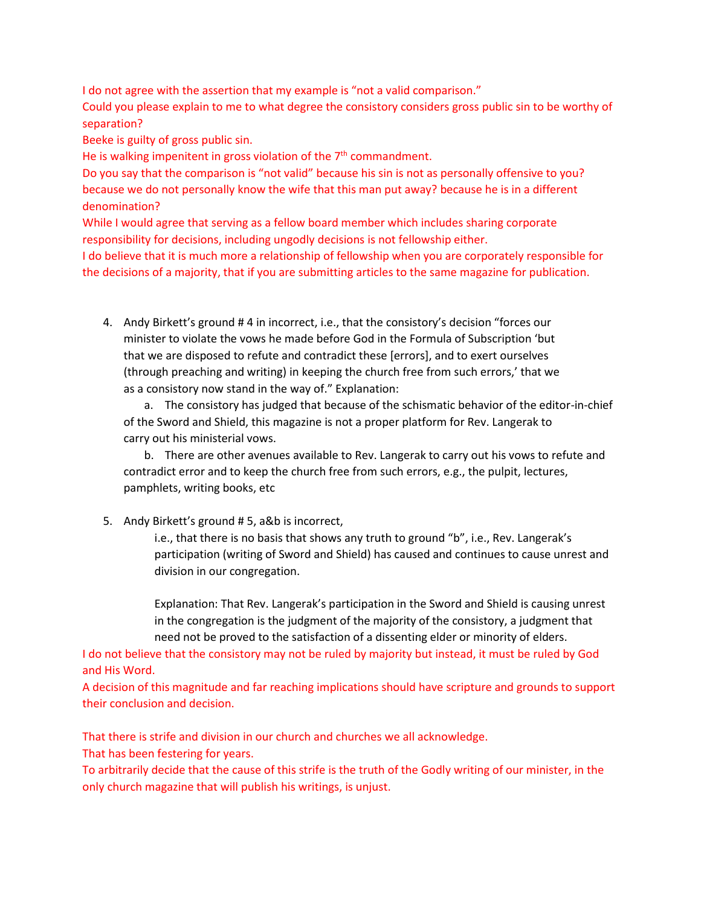I do not agree with the assertion that my example is “not a valid comparison.”

Could you please explain to me to what degree the consistory considers gross public sin to be worthy of separation?

Beeke is guilty of gross public sin.

He is walking impenitent in gross violation of the 7th commandment.

Do you say that the comparison is “not valid” because his sin is not as personally offensive to you? because we do not personally know the wife that this man put away? because he is in a different denomination?

While I would agree that serving as a fellow board member which includes sharing corporate responsibility for decisions, including ungodly decisions is not fellowship either.

I do believe that it is much more a relationship of fellowship when you are corporately responsible for the decisions of a majority, that if you are submitting articles to the same magazine for publication.

4. Andy Birkett’s ground # 4 in incorrect, i.e., that the consistory’s decision “forces our minister to violate the vows he made before God in the Formula of Subscription ‘but that we are disposed to refute and contradict these [errors], and to exert ourselves (through preaching and writing) in keeping the church free from such errors,’ that we as a consistory now stand in the way of.” Explanation:
    a. The consistory has judged that because of the schismatic behavior of the editor-in-chief of the Sword and Shield, this magazine is not a proper platform for Rev. Langerak to carry out his ministerial vows.
    b. There are other avenues available to Rev. Langerak to carry out his vows to refute and contradict error and to keep the church free from such errors, e.g., the pulpit, lectures, pamphlets, writing books, etc

5. Andy Birkett’s ground # 5, a&b is incorrect,

    i.e., that there is no basis that shows any truth to ground “b”, i.e., Rev. Langerak’s participation (writing of Sword and Shield) has caused and continues to cause unrest and division in our congregation.

    Explanation: That Rev. Langerak’s participation in the Sword and Shield is causing unrest in the congregation is the judgment of the majority of the consistory, a judgment that need not be proved to the satisfaction of a dissenting elder or minority of elders.

I do not believe that the consistory may not be ruled by majority but instead, it must be ruled by God and His Word.

A decision of this magnitude and far reaching implications should have scripture and grounds to support their conclusion and decision.

That there is strife and division in our church and churches we all acknowledge.

That has been festering for years.

To arbitrarily decide that the cause of this strife is the truth of the Godly writing of our minister, in the only church magazine that will publish his writings, is unjust.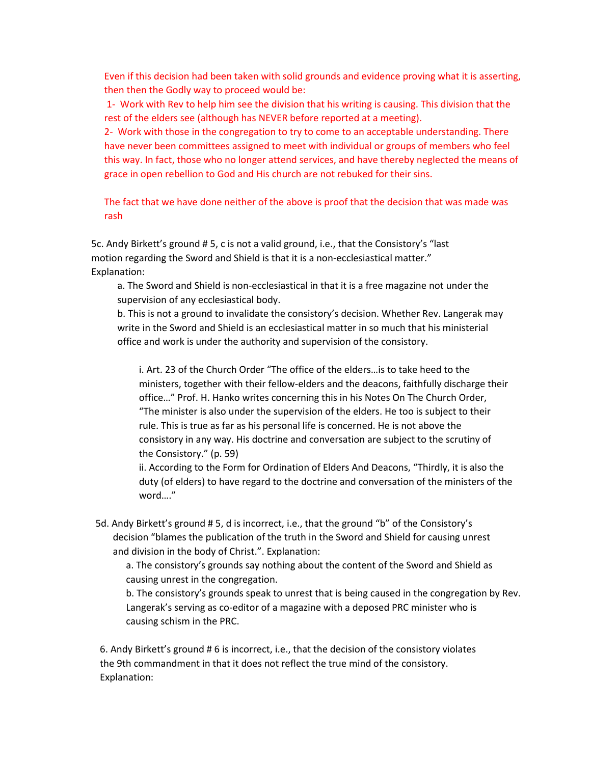Even if this decision had been taken with solid grounds and evidence proving what it is asserting, then then the Godly way to proceed would be:

1- Work with Rev to help him see the division that his writing is causing. This division that the rest of the elders see (although has NEVER before reported at a meeting).

2- Work with those in the congregation to try to come to an acceptable understanding. There have never been committees assigned to meet with individual or groups of members who feel this way. In fact, those who no longer attend services, and have thereby neglected the means of grace in open rebellion to God and His church are not rebuked for their sins.

The fact that we have done neither of the above is proof that the decision that was made was rash

5c. Andy Birkett's ground # 5, c is not a valid ground, i.e., that the Consistory's "last motion regarding the Sword and Shield is that it is a non-ecclesiastical matter." Explanation:

a. The Sword and Shield is non-ecclesiastical in that it is a free magazine not under the supervision of any ecclesiastical body.

b. This is not a ground to invalidate the consistory's decision. Whether Rev. Langerak may write in the Sword and Shield is an ecclesiastical matter in so much that his ministerial office and work is under the authority and supervision of the consistory.

i. Art. 23 of the Church Order "The office of the elders…is to take heed to the ministers, together with their fellow-elders and the deacons, faithfully discharge their office…" Prof. H. Hanko writes concerning this in his Notes On The Church Order, "The minister is also under the supervision of the elders. He too is subject to their rule. This is true as far as his personal life is concerned. He is not above the consistory in any way. His doctrine and conversation are subject to the scrutiny of the Consistory." (p. 59)

ii. According to the Form for Ordination of Elders And Deacons, "Thirdly, it is also the duty (of elders) to have regard to the doctrine and conversation of the ministers of the word…."

5d. Andy Birkett's ground # 5, d is incorrect, i.e., that the ground "b" of the Consistory's decision "blames the publication of the truth in the Sword and Shield for causing unrest and division in the body of Christ.". Explanation:

a. The consistory's grounds say nothing about the content of the Sword and Shield as causing unrest in the congregation.

b. The consistory's grounds speak to unrest that is being caused in the congregation by Rev. Langerak's serving as co-editor of a magazine with a deposed PRC minister who is causing schism in the PRC.

6. Andy Birkett's ground # 6 is incorrect, i.e., that the decision of the consistory violates the 9th commandment in that it does not reflect the true mind of the consistory. Explanation: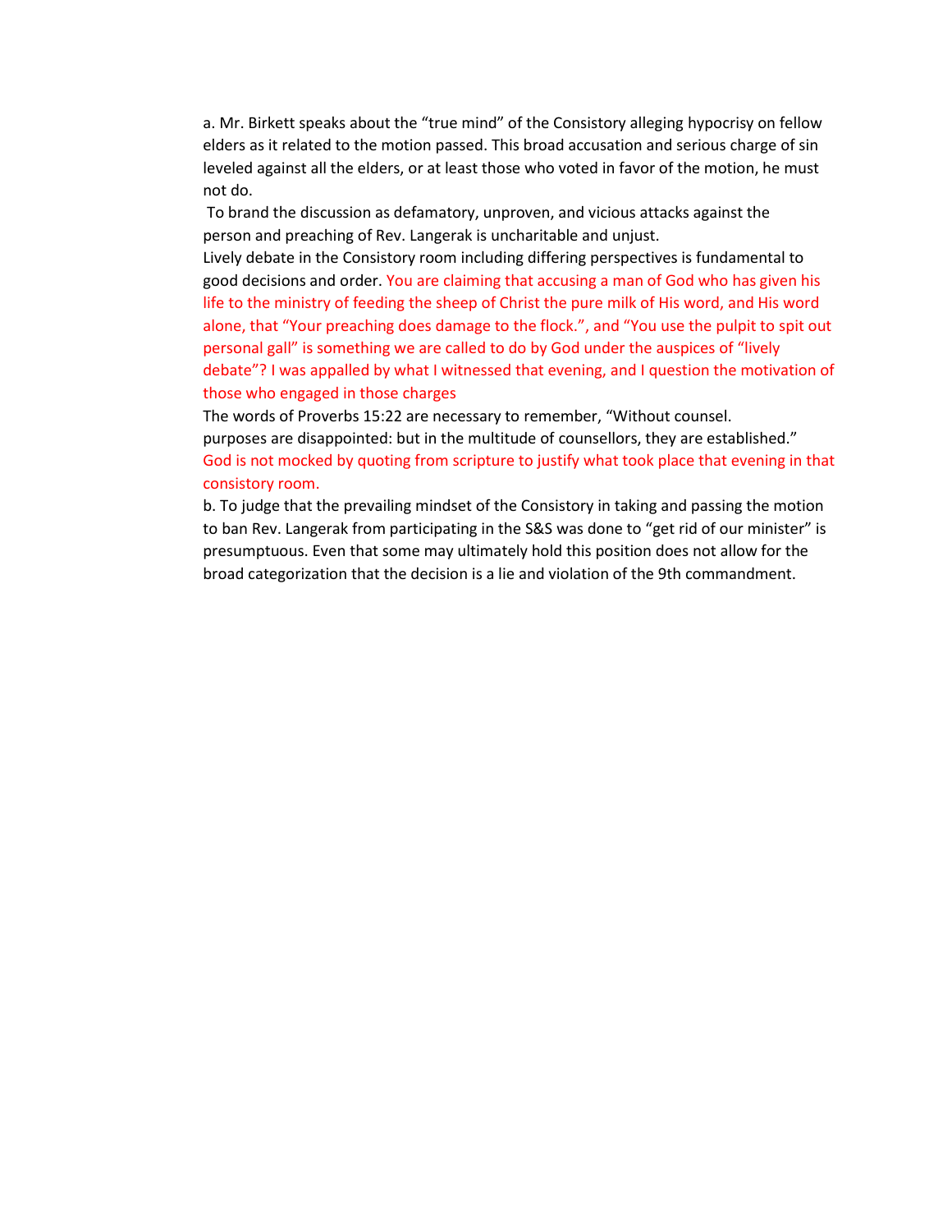a. Mr. Birkett speaks about the "true mind" of the Consistory alleging hypocrisy on fellow elders as it related to the motion passed. This broad accusation and serious charge of sin leveled against all the elders, or at least those who voted in favor of the motion, he must not do.

To brand the discussion as defamatory, unproven, and vicious attacks against the person and preaching of Rev. Langerak is uncharitable and unjust.

Lively debate in the Consistory room including differing perspectives is fundamental to good decisions and order. You are claiming that accusing a man of God who has given his life to the ministry of feeding the sheep of Christ the pure milk of His word, and His word alone, that "Your preaching does damage to the flock.", and "You use the pulpit to spit out personal gall" is something we are called to do by God under the auspices of "lively debate"? I was appalled by what I witnessed that evening, and I question the motivation of those who engaged in those charges

The words of Proverbs 15:22 are necessary to remember, "Without counsel. purposes are disappointed: but in the multitude of counsellors, they are established." God is not mocked by quoting from scripture to justify what took place that evening in that consistory room.

b. To judge that the prevailing mindset of the Consistory in taking and passing the motion to ban Rev. Langerak from participating in the S&S was done to "get rid of our minister" is presumptuous. Even that some may ultimately hold this position does not allow for the broad categorization that the decision is a lie and violation of the 9th commandment.